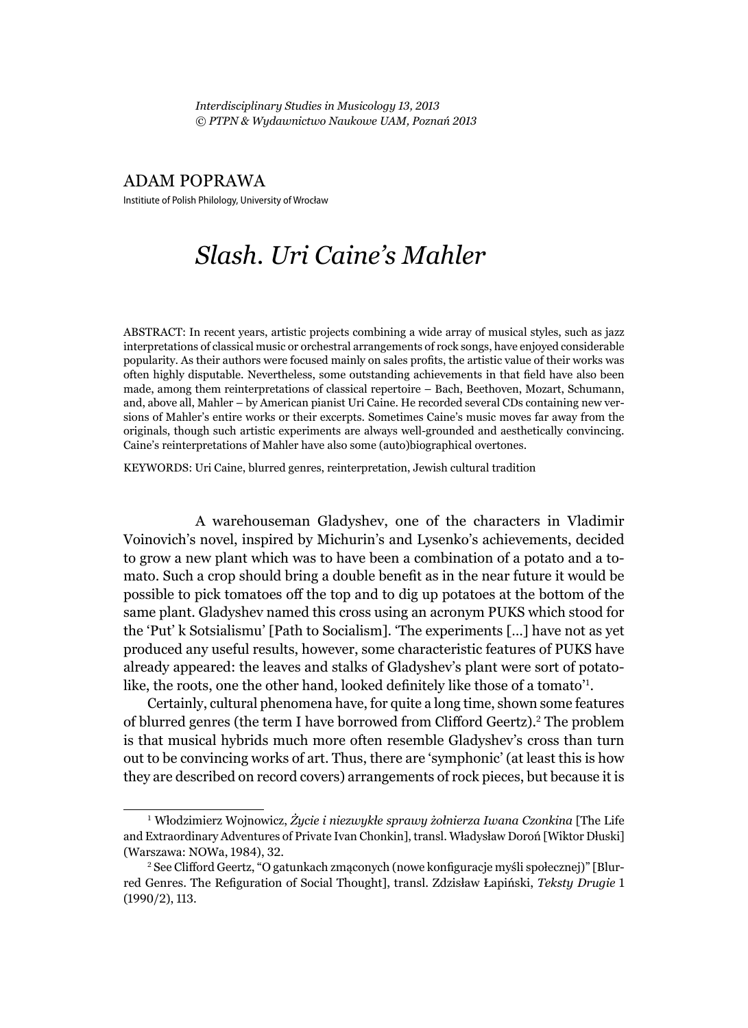*Interdisciplinary Studies in Musicology 13, 2013*
*© PTPN & Wydawnictwo Naukowe UAM, Poznań 2013*

ADAM POPRAWA

Instiitute of Polish Philology, University of Wrocław

# *Slash. Uri Caine's Mahler*

ABSTRACT: In recent years, artistic projects combining a wide array of musical styles, such as jazz interpretations of classical music or orchestral arrangements of rock songs, have enjoyed considerable popularity. As their authors were focused mainly on sales profits, the artistic value of their works was often highly disputable. Nevertheless, some outstanding achievements in that field have also been made, among them reinterpretations of classical repertoire – Bach, Beethoven, Mozart, Schumann, and, above all, Mahler – by American pianist Uri Caine. He recorded several CDs containing new versions of Mahler's entire works or their excerpts. Sometimes Caine's music moves far away from the originals, though such artistic experiments are always well-grounded and aesthetically convincing. Caine's reinterpretations of Mahler have also some (auto)biographical overtones.

KEYWORDS: Uri Caine, blurred genres, reinterpretation, Jewish cultural tradition

A warehouseman Gladyshev, one of the characters in Vladimir Voinovich's novel, inspired by Michurin's and Lysenko's achievements, decided to grow a new plant which was to have been a combination of a potato and a tomato. Such a crop should bring a double benefit as in the near future it would be possible to pick tomatoes off the top and to dig up potatoes at the bottom of the same plant. Gladyshev named this cross using an acronym PUKS which stood for the 'Put' k Sotsialismu' [Path to Socialism]. 'The experiments [...] have not as yet produced any useful results, however, some characteristic features of PUKS have already appeared: the leaves and stalks of Gladyshev's plant were sort of potato-like, the roots, one the other hand, looked definitely like those of a tomato'[1].

Certainly, cultural phenomena have, for quite a long time, shown some features of blurred genres (the term I have borrowed from Clifford Geertz).[2] The problem is that musical hybrids much more often resemble Gladyshev's cross than turn out to be convincing works of art. Thus, there are 'symphonic' (at least this is how they are described on record covers) arrangements of rock pieces, but because it is

---

[1] Włodzimierz Wojnowicz, *Życie i niezwykłe sprawy żołnierza Iwana Czonkina* [The Life and Extraordinary Adventures of Private Ivan Chonkin], transl. Władysław Doroń [Wiktor Dłuski] (Warszawa: NOWa, 1984), 32.

[2] See Clifford Geertz, "O gatunkach zmąconych (nowe konfiguracje myśli społecznej)" [Blurred Genres. The Refiguration of Social Thought], transl. Zdzisław Łapiński, *Teksty Drugie* 1 (1990/2), 113.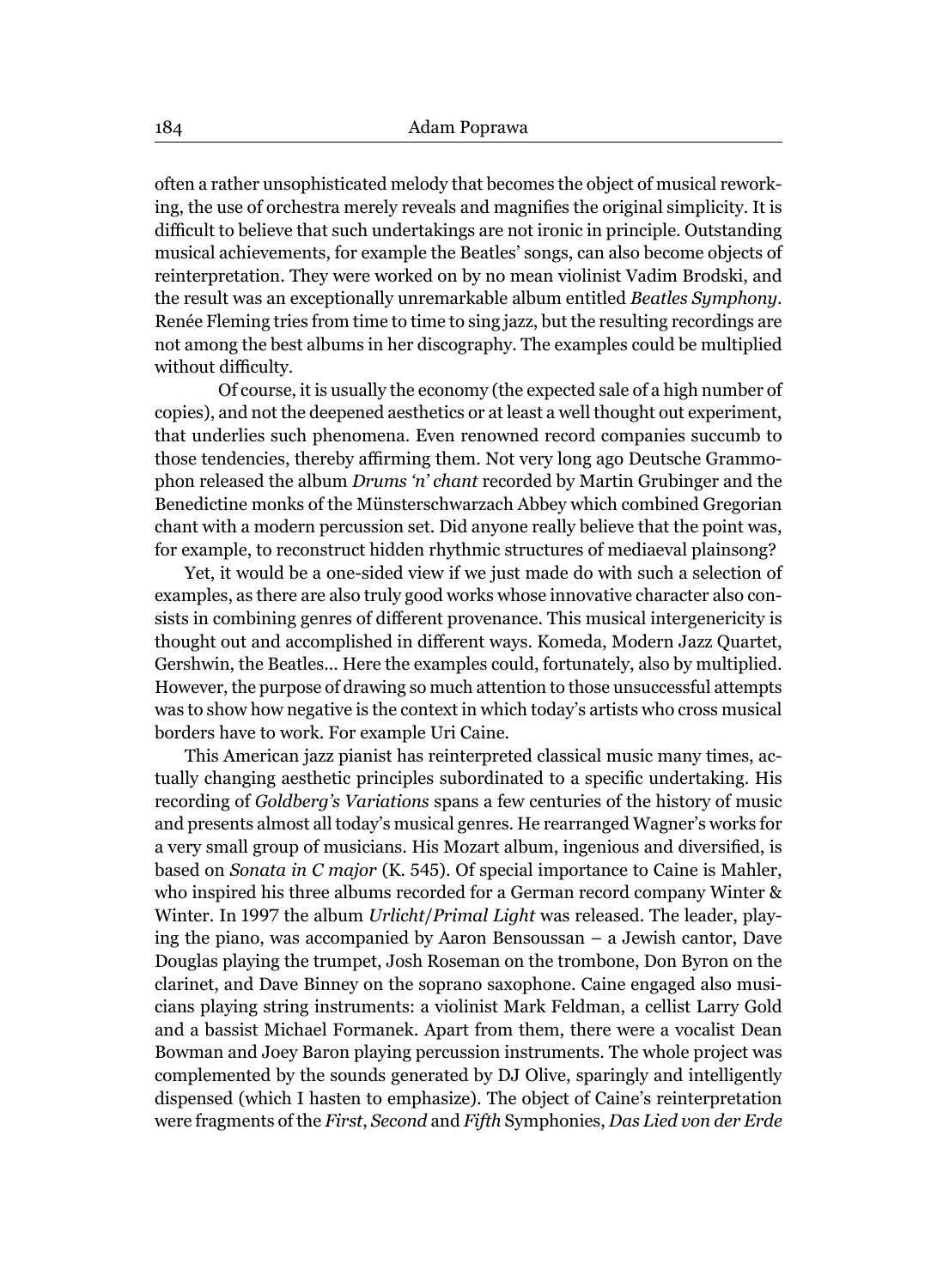often a rather unsophisticated melody that becomes the object of musical reworking, the use of orchestra merely reveals and magnifies the original simplicity. It is difficult to believe that such undertakings are not ironic in principle. Outstanding musical achievements, for example the Beatles' songs, can also become objects of reinterpretation. They were worked on by no mean violinist Vadim Brodski, and the result was an exceptionally unremarkable album entitled *Beatles Symphony*. Renée Fleming tries from time to time to sing jazz, but the resulting recordings are not among the best albums in her discography. The examples could be multiplied without difficulty.

Of course, it is usually the economy (the expected sale of a high number of copies), and not the deepened aesthetics or at least a well thought out experiment, that underlies such phenomena. Even renowned record companies succumb to those tendencies, thereby affirming them. Not very long ago Deutsche Grammophon released the album *Drums 'n' chant* recorded by Martin Grubinger and the Benedictine monks of the Münsterschwarzach Abbey which combined Gregorian chant with a modern percussion set. Did anyone really believe that the point was, for example, to reconstruct hidden rhythmic structures of mediaeval plainsong?

Yet, it would be a one-sided view if we just made do with such a selection of examples, as there are also truly good works whose innovative character also consists in combining genres of different provenance. This musical intergenericity is thought out and accomplished in different ways. Komeda, Modern Jazz Quartet, Gershwin, the Beatles... Here the examples could, fortunately, also by multiplied. However, the purpose of drawing so much attention to those unsuccessful attempts was to show how negative is the context in which today's artists who cross musical borders have to work. For example Uri Caine.

This American jazz pianist has reinterpreted classical music many times, actually changing aesthetic principles subordinated to a specific undertaking. His recording of *Goldberg's Variations* spans a few centuries of the history of music and presents almost all today's musical genres. He rearranged Wagner's works for a very small group of musicians. His Mozart album, ingenious and diversified, is based on *Sonata in C major* (K. 545). Of special importance to Caine is Mahler, who inspired his three albums recorded for a German record company Winter & Winter. In 1997 the album *Urlicht/Primal Light* was released. The leader, playing the piano, was accompanied by Aaron Bensoussan – a Jewish cantor, Dave Douglas playing the trumpet, Josh Roseman on the trombone, Don Byron on the clarinet, and Dave Binney on the soprano saxophone. Caine engaged also musicians playing string instruments: a violinist Mark Feldman, a cellist Larry Gold and a bassist Michael Formanek. Apart from them, there were a vocalist Dean Bowman and Joey Baron playing percussion instruments. The whole project was complemented by the sounds generated by DJ Olive, sparingly and intelligently dispensed (which I hasten to emphasize). The object of Caine's reinterpretation were fragments of the *First*, *Second* and *Fifth* Symphonies, *Das Lied von der Erde*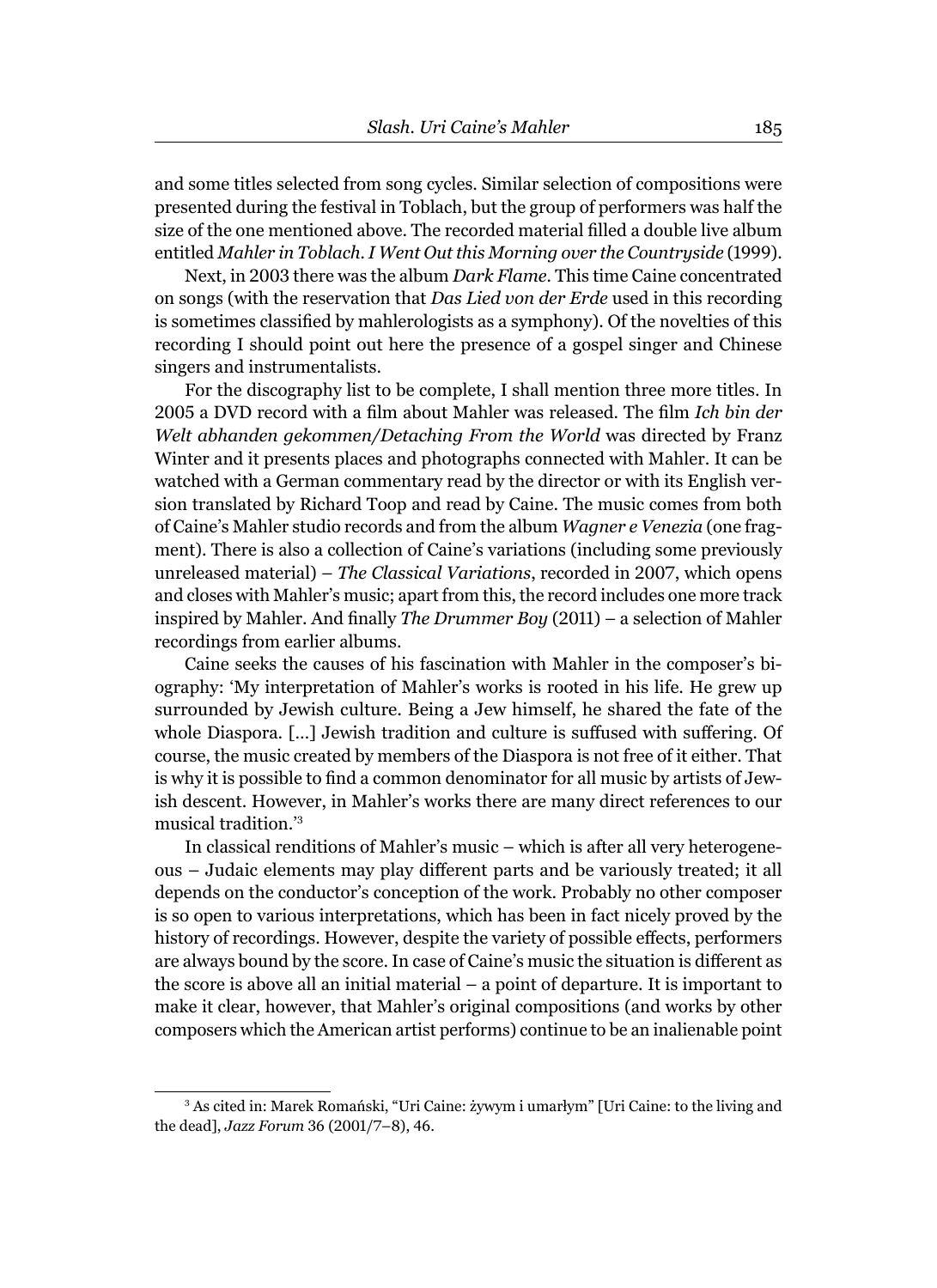and some titles selected from song cycles. Similar selection of compositions were presented during the festival in Toblach, but the group of performers was half the size of the one mentioned above. The recorded material filled a double live album entitled *Mahler in Toblach. I Went Out this Morning over the Countryside* (1999).

Next, in 2003 there was the album *Dark Flame*. This time Caine concentrated on songs (with the reservation that *Das Lied von der Erde* used in this recording is sometimes classified by mahlerologists as a symphony). Of the novelties of this recording I should point out here the presence of a gospel singer and Chinese singers and instrumentalists.

For the discography list to be complete, I shall mention three more titles. In 2005 a DVD record with a film about Mahler was released. The film *Ich bin der Welt abhanden gekommen/Detaching From the World* was directed by Franz Winter and it presents places and photographs connected with Mahler. It can be watched with a German commentary read by the director or with its English version translated by Richard Toop and read by Caine. The music comes from both of Caine's Mahler studio records and from the album *Wagner e Venezia* (one fragment). There is also a collection of Caine's variations (including some previously unreleased material) – *The Classical Variations*, recorded in 2007, which opens and closes with Mahler's music; apart from this, the record includes one more track inspired by Mahler. And finally *The Drummer Boy* (2011) – a selection of Mahler recordings from earlier albums.

Caine seeks the causes of his fascination with Mahler in the composer's biography: 'My interpretation of Mahler's works is rooted in his life. He grew up surrounded by Jewish culture. Being a Jew himself, he shared the fate of the whole Diaspora. [...] Jewish tradition and culture is suffused with suffering. Of course, the music created by members of the Diaspora is not free of it either. That is why it is possible to find a common denominator for all music by artists of Jewish descent. However, in Mahler's works there are many direct references to our musical tradition.'[3]

In classical renditions of Mahler's music – which is after all very heterogeneous – Judaic elements may play different parts and be variously treated; it all depends on the conductor's conception of the work. Probably no other composer is so open to various interpretations, which has been in fact nicely proved by the history of recordings. However, despite the variety of possible effects, performers are always bound by the score. In case of Caine's music the situation is different as the score is above all an initial material – a point of departure. It is important to make it clear, however, that Mahler's original compositions (and works by other composers which the American artist performs) continue to be an inalienable point

---

[3] As cited in: Marek Romański, "Uri Caine: żywym i umarłym" [Uri Caine: to the living and the dead], *Jazz Forum* 36 (2001/7–8), 46.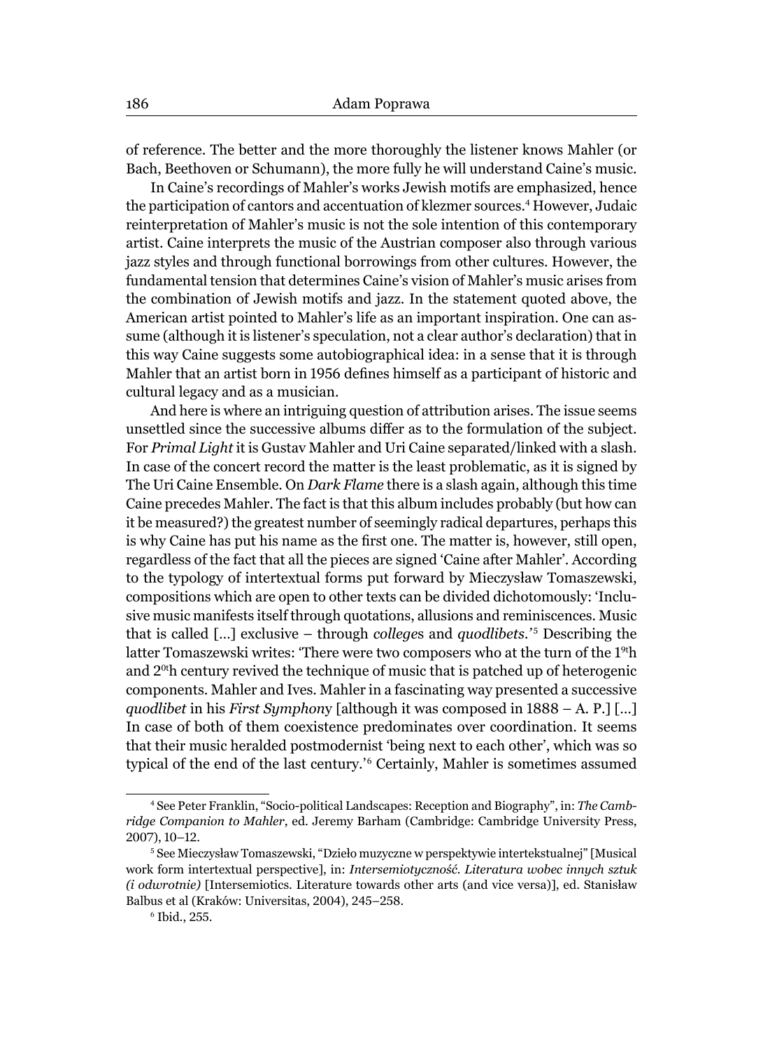of reference. The better and the more thoroughly the listener knows Mahler (or Bach, Beethoven or Schumann), the more fully he will understand Caine's music.

In Caine's recordings of Mahler's works Jewish motifs are emphasized, hence the participation of cantors and accentuation of klezmer sources.[4] However, Judaic reinterpretation of Mahler's music is not the sole intention of this contemporary artist. Caine interprets the music of the Austrian composer also through various jazz styles and through functional borrowings from other cultures. However, the fundamental tension that determines Caine's vision of Mahler's music arises from the combination of Jewish motifs and jazz. In the statement quoted above, the American artist pointed to Mahler's life as an important inspiration. One can assume (although it is listener's speculation, not a clear author's declaration) that in this way Caine suggests some autobiographical idea: in a sense that it is through Mahler that an artist born in 1956 defines himself as a participant of historic and cultural legacy and as a musician.

And here is where an intriguing question of attribution arises. The issue seems unsettled since the successive albums differ as to the formulation of the subject. For *Primal Light* it is Gustav Mahler and Uri Caine separated/linked with a slash. In case of the concert record the matter is the least problematic, as it is signed by The Uri Caine Ensemble. On *Dark Flame* there is a slash again, although this time Caine precedes Mahler. The fact is that this album includes probably (but how can it be measured?) the greatest number of seemingly radical departures, perhaps this is why Caine has put his name as the first one. The matter is, however, still open, regardless of the fact that all the pieces are signed 'Caine after Mahler'. According to the typology of intertextual forms put forward by Mieczysław Tomaszewski, compositions which are open to other texts can be divided dichotomously: 'Inclusive music manifests itself through quotations, allusions and reminiscences. Music that is called [...] exclusive – through *college*s and *quodlibets*.'[5] Describing the latter Tomaszewski writes: 'There were two composers who at the turn of the 19th and 20th century revived the technique of music that is patched up of heterogenic components. Mahler and Ives. Mahler in a fascinating way presented a successive *quodlibet* in his *First Symphony* [although it was composed in 1888 – A. P.] [...] In case of both of them coexistence predominates over coordination. It seems that their music heralded postmodernist 'being next to each other', which was so typical of the end of the last century.'[6] Certainly, Mahler is sometimes assumed

---

[4] See Peter Franklin, "Socio-political Landscapes: Reception and Biography", in: *The Cambridge Companion to Mahler*, ed. Jeremy Barham (Cambridge: Cambridge University Press, 2007), 10–12.

[5] See Mieczysław Tomaszewski, "Dzieło muzyczne w perspektywie intertekstualnej" [Musical work form intertextual perspective], in: *Intersemiotyczność. Literatura wobec innych sztuk (i odwrotnie)* [Intersemiotics. Literature towards other arts (and vice versa)], ed. Stanisław Balbus et al (Kraków: Universitas, 2004), 245–258.

[6] Ibid., 255.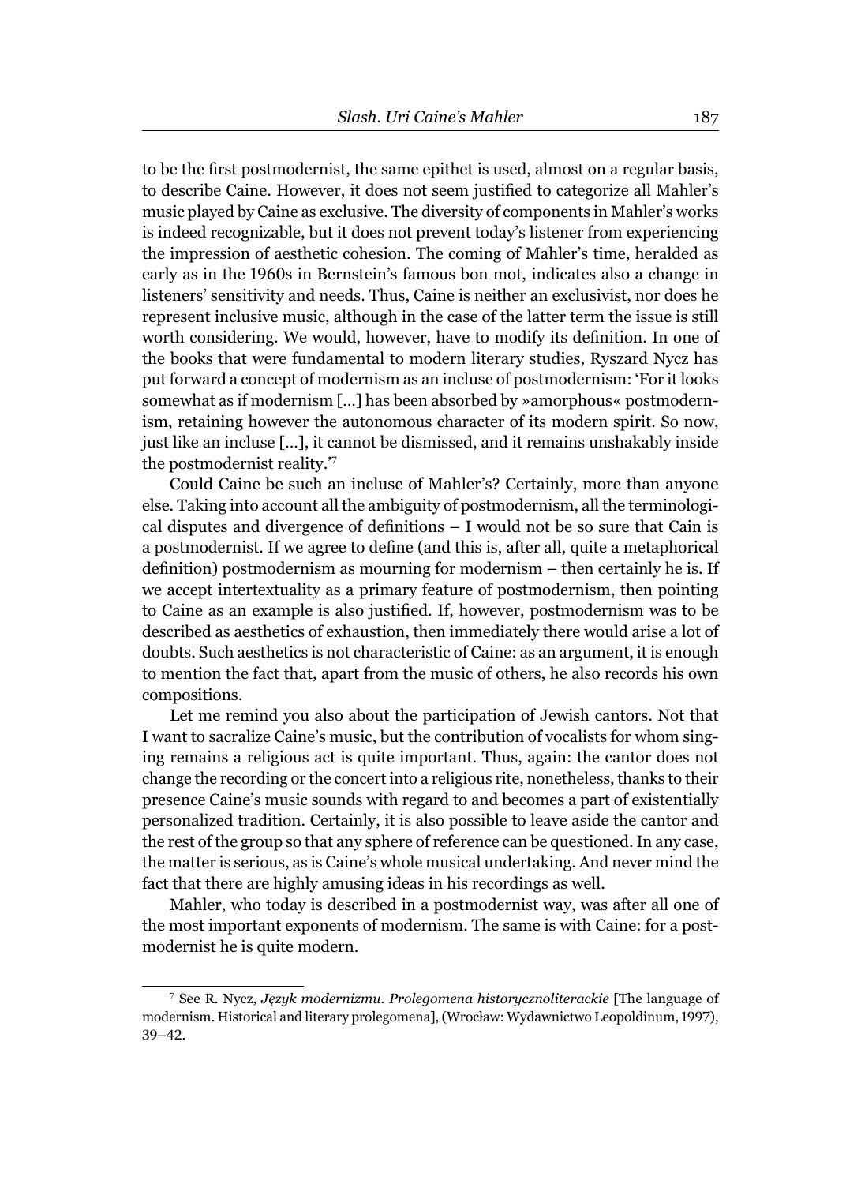to be the first postmodernist, the same epithet is used, almost on a regular basis, to describe Caine. However, it does not seem justified to categorize all Mahler's music played by Caine as exclusive. The diversity of components in Mahler's works is indeed recognizable, but it does not prevent today's listener from experiencing the impression of aesthetic cohesion. The coming of Mahler's time, heralded as early as in the 1960s in Bernstein's famous bon mot, indicates also a change in listeners' sensitivity and needs. Thus, Caine is neither an exclusivist, nor does he represent inclusive music, although in the case of the latter term the issue is still worth considering. We would, however, have to modify its definition. In one of the books that were fundamental to modern literary studies, Ryszard Nycz has put forward a concept of modernism as an incluse of postmodernism: 'For it looks somewhat as if modernism [...] has been absorbed by »amorphous« postmodernism, retaining however the autonomous character of its modern spirit. So now, just like an incluse [...], it cannot be dismissed, and it remains unshakably inside the postmodernist reality.'[7]

Could Caine be such an incluse of Mahler's? Certainly, more than anyone else. Taking into account all the ambiguity of postmodernism, all the terminological disputes and divergence of definitions – I would not be so sure that Cain is a postmodernist. If we agree to define (and this is, after all, quite a metaphorical definition) postmodernism as mourning for modernism – then certainly he is. If we accept intertextuality as a primary feature of postmodernism, then pointing to Caine as an example is also justified. If, however, postmodernism was to be described as aesthetics of exhaustion, then immediately there would arise a lot of doubts. Such aesthetics is not characteristic of Caine: as an argument, it is enough to mention the fact that, apart from the music of others, he also records his own compositions.

Let me remind you also about the participation of Jewish cantors. Not that I want to sacralize Caine's music, but the contribution of vocalists for whom singing remains a religious act is quite important. Thus, again: the cantor does not change the recording or the concert into a religious rite, nonetheless, thanks to their presence Caine's music sounds with regard to and becomes a part of existentially personalized tradition. Certainly, it is also possible to leave aside the cantor and the rest of the group so that any sphere of reference can be questioned. In any case, the matter is serious, as is Caine's whole musical undertaking. And never mind the fact that there are highly amusing ideas in his recordings as well.

Mahler, who today is described in a postmodernist way, was after all one of the most important exponents of modernism. The same is with Caine: for a postmodernist he is quite modern.

---

[7] See R. Nycz, *Język modernizmu. Prolegomena historycznoliterackie* [The language of modernism. Historical and literary prolegomena], (Wrocław: Wydawnictwo Leopoldinum, 1997), 39–42.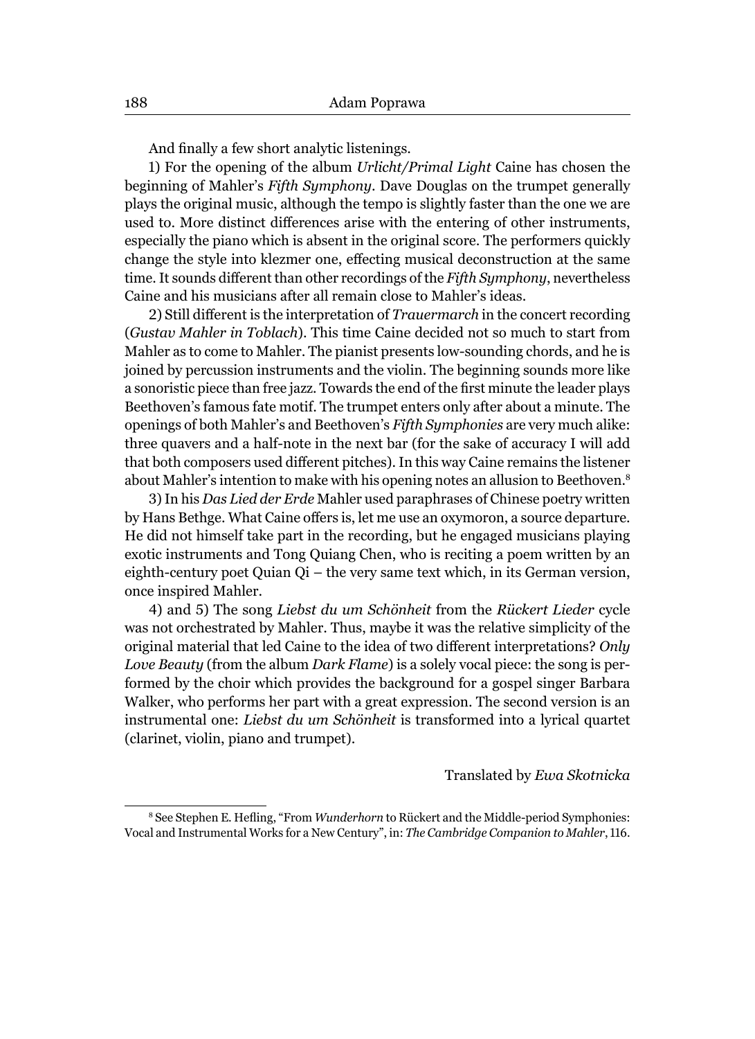And finally a few short analytic listenings.

1) For the opening of the album *Urlicht/Primal Light* Caine has chosen the beginning of Mahler's *Fifth Symphony*. Dave Douglas on the trumpet generally plays the original music, although the tempo is slightly faster than the one we are used to. More distinct differences arise with the entering of other instruments, especially the piano which is absent in the original score. The performers quickly change the style into klezmer one, effecting musical deconstruction at the same time. It sounds different than other recordings of the *Fifth Symphony*, nevertheless Caine and his musicians after all remain close to Mahler's ideas.

2) Still different is the interpretation of *Trauermarch* in the concert recording (*Gustav Mahler in Toblach*). This time Caine decided not so much to start from Mahler as to come to Mahler. The pianist presents low-sounding chords, and he is joined by percussion instruments and the violin. The beginning sounds more like a sonoristic piece than free jazz. Towards the end of the first minute the leader plays Beethoven's famous fate motif. The trumpet enters only after about a minute. The openings of both Mahler's and Beethoven's *Fifth Symphonies* are very much alike: three quavers and a half-note in the next bar (for the sake of accuracy I will add that both composers used different pitches). In this way Caine remains the listener about Mahler's intention to make with his opening notes an allusion to Beethoven.[8]

3) In his *Das Lied der Erde* Mahler used paraphrases of Chinese poetry written by Hans Bethge. What Caine offers is, let me use an oxymoron, a source departure. He did not himself take part in the recording, but he engaged musicians playing exotic instruments and Tong Quiang Chen, who is reciting a poem written by an eighth-century poet Quian Qi – the very same text which, in its German version, once inspired Mahler.

4) and 5) The song *Liebst du um Schönheit* from the *Rückert Lieder* cycle was not orchestrated by Mahler. Thus, maybe it was the relative simplicity of the original material that led Caine to the idea of two different interpretations? *Only Love Beauty* (from the album *Dark Flame*) is a solely vocal piece: the song is performed by the choir which provides the background for a gospel singer Barbara Walker, who performs her part with a great expression. The second version is an instrumental one: *Liebst du um Schönheit* is transformed into a lyrical quartet (clarinet, violin, piano and trumpet).

Translated by *Ewa Skotnicka*

---

[8] See Stephen E. Hefling, "From *Wunderhorn* to Rückert and the Middle-period Symphonies: Vocal and Instrumental Works for a New Century", in: *The Cambridge Companion to Mahler*, 116.